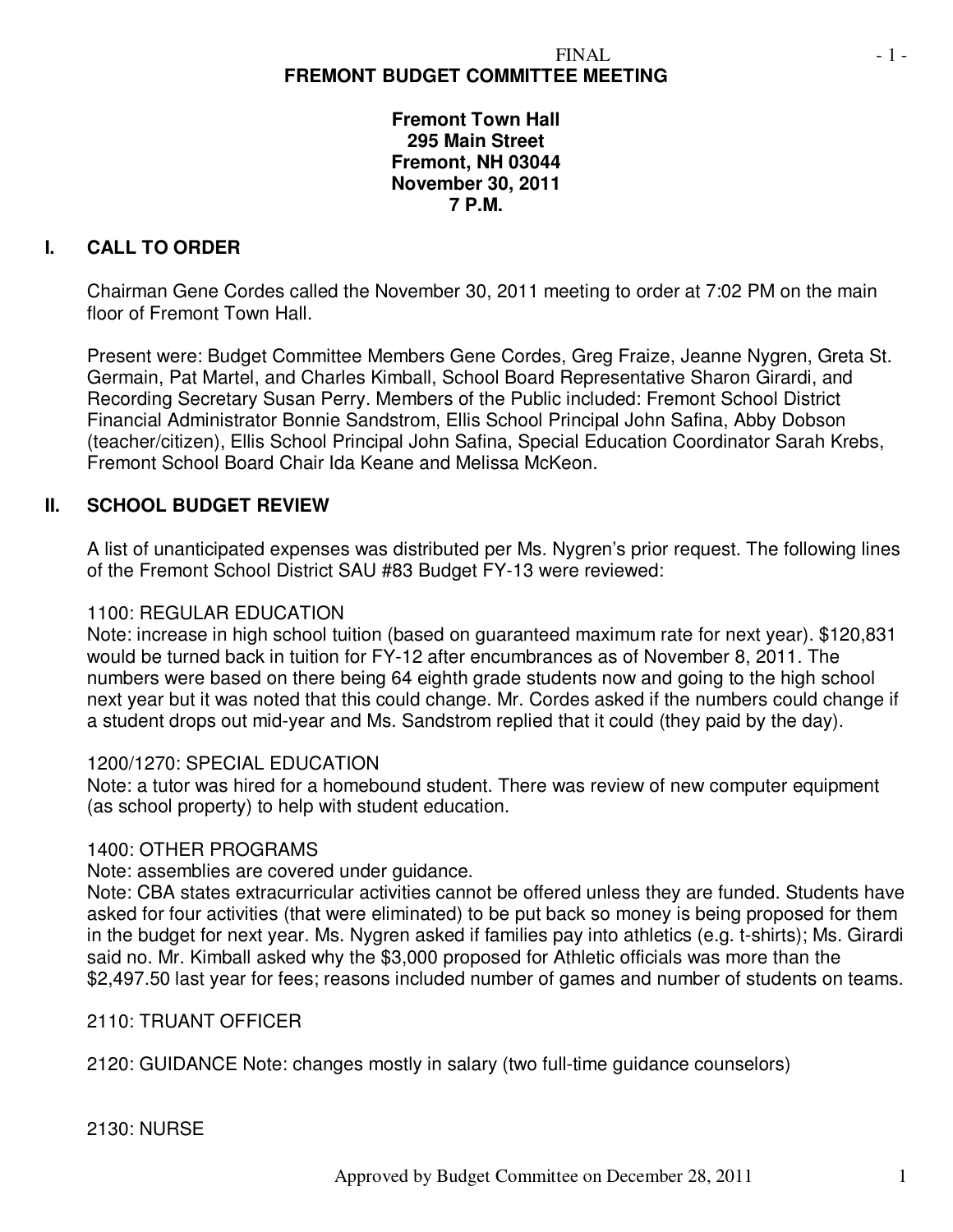FINAL

# FREMONT BUDGET COMMITTEE MEETING

**Fremont Town Hall**
**295 Main Street**
**Fremont, NH 03044**
**November 30, 2011**
**7 P.M.**

## I. CALL TO ORDER

Chairman Gene Cordes called the November 30, 2011 meeting to order at 7:02 PM on the main floor of Fremont Town Hall.

Present were: Budget Committee Members Gene Cordes, Greg Fraize, Jeanne Nygren, Greta St. Germain, Pat Martel, and Charles Kimball, School Board Representative Sharon Girardi, and Recording Secretary Susan Perry. Members of the Public included: Fremont School District Financial Administrator Bonnie Sandstrom, Ellis School Principal John Safina, Abby Dobson (teacher/citizen), Ellis School Principal John Safina, Special Education Coordinator Sarah Krebs, Fremont School Board Chair Ida Keane and Melissa McKeon.

## II. SCHOOL BUDGET REVIEW

A list of unanticipated expenses was distributed per Ms. Nygren's prior request. The following lines of the Fremont School District SAU #83 Budget FY-13 were reviewed:

1100: REGULAR EDUCATION
Note: increase in high school tuition (based on guaranteed maximum rate for next year). $120,831 would be turned back in tuition for FY-12 after encumbrances as of November 8, 2011. The numbers were based on there being 64 eighth grade students now and going to the high school next year but it was noted that this could change. Mr. Cordes asked if the numbers could change if a student drops out mid-year and Ms. Sandstrom replied that it could (they paid by the day).

1200/1270: SPECIAL EDUCATION
Note: a tutor was hired for a homebound student. There was review of new computer equipment (as school property) to help with student education.

1400: OTHER PROGRAMS
Note: assemblies are covered under guidance.
Note: CBA states extracurricular activities cannot be offered unless they are funded. Students have asked for four activities (that were eliminated) to be put back so money is being proposed for them in the budget for next year. Ms. Nygren asked if families pay into athletics (e.g. t-shirts); Ms. Girardi said no. Mr. Kimball asked why the $3,000 proposed for Athletic officials was more than the $2,497.50 last year for fees; reasons included number of games and number of students on teams.

2110: TRUANT OFFICER

2120: GUIDANCE Note: changes mostly in salary (two full-time guidance counselors)

2130: NURSE

Approved by Budget Committee on December 28, 2011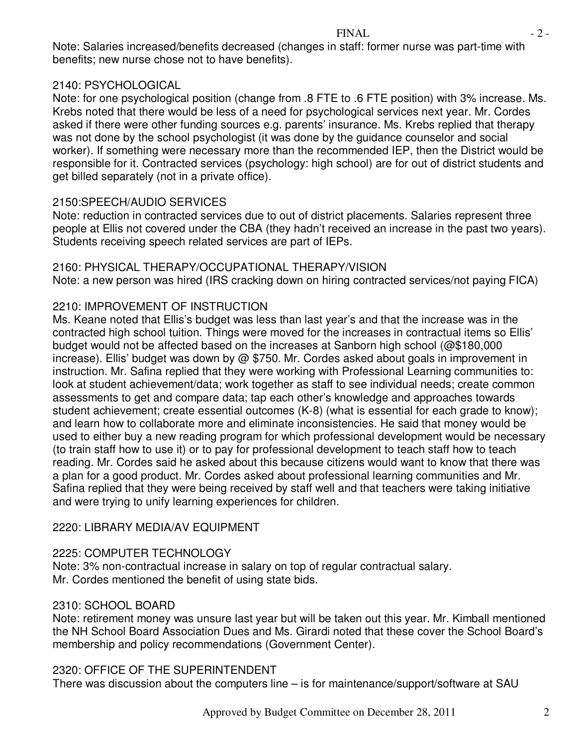Note: Salaries increased/benefits decreased (changes in staff: former nurse was part-time with benefits; new nurse chose not to have benefits).

2140: PSYCHOLOGICAL

Note: for one psychological position (change from .8 FTE to .6 FTE position) with 3% increase. Ms. Krebs noted that there would be less of a need for psychological services next year. Mr. Cordes asked if there were other funding sources e.g. parents' insurance. Ms. Krebs replied that therapy was not done by the school psychologist (it was done by the guidance counselor and social worker). If something were necessary more than the recommended IEP, then the District would be responsible for it. Contracted services (psychology: high school) are for out of district students and get billed separately (not in a private office).

2150:SPEECH/AUDIO SERVICES

Note: reduction in contracted services due to out of district placements. Salaries represent three people at Ellis not covered under the CBA (they hadn't received an increase in the past two years). Students receiving speech related services are part of IEPs.

2160: PHYSICAL THERAPY/OCCUPATIONAL THERAPY/VISION

Note: a new person was hired (IRS cracking down on hiring contracted services/not paying FICA)

2210: IMPROVEMENT OF INSTRUCTION

Ms. Keane noted that Ellis's budget was less than last year's and that the increase was in the contracted high school tuition. Things were moved for the increases in contractual items so Ellis' budget would not be affected based on the increases at Sanborn high school (@$180,000 increase). Ellis' budget was down by @ $750. Mr. Cordes asked about goals in improvement in instruction. Mr. Safina replied that they were working with Professional Learning communities to: look at student achievement/data; work together as staff to see individual needs; create common assessments to get and compare data; tap each other's knowledge and approaches towards student achievement; create essential outcomes (K-8) (what is essential for each grade to know); and learn how to collaborate more and eliminate inconsistencies. He said that money would be used to either buy a new reading program for which professional development would be necessary (to train staff how to use it) or to pay for professional development to teach staff how to teach reading. Mr. Cordes said he asked about this because citizens would want to know that there was a plan for a good product. Mr. Cordes asked about professional learning communities and Mr. Safina replied that they were being received by staff well and that teachers were taking initiative and were trying to unify learning experiences for children.

2220: LIBRARY MEDIA/AV EQUIPMENT

2225: COMPUTER TECHNOLOGY

Note: 3% non-contractual increase in salary on top of regular contractual salary.
Mr. Cordes mentioned the benefit of using state bids.

2310: SCHOOL BOARD

Note: retirement money was unsure last year but will be taken out this year. Mr. Kimball mentioned the NH School Board Association Dues and Ms. Girardi noted that these cover the School Board's membership and policy recommendations (Government Center).

2320: OFFICE OF THE SUPERINTENDENT

There was discussion about the computers line – is for maintenance/support/software at SAU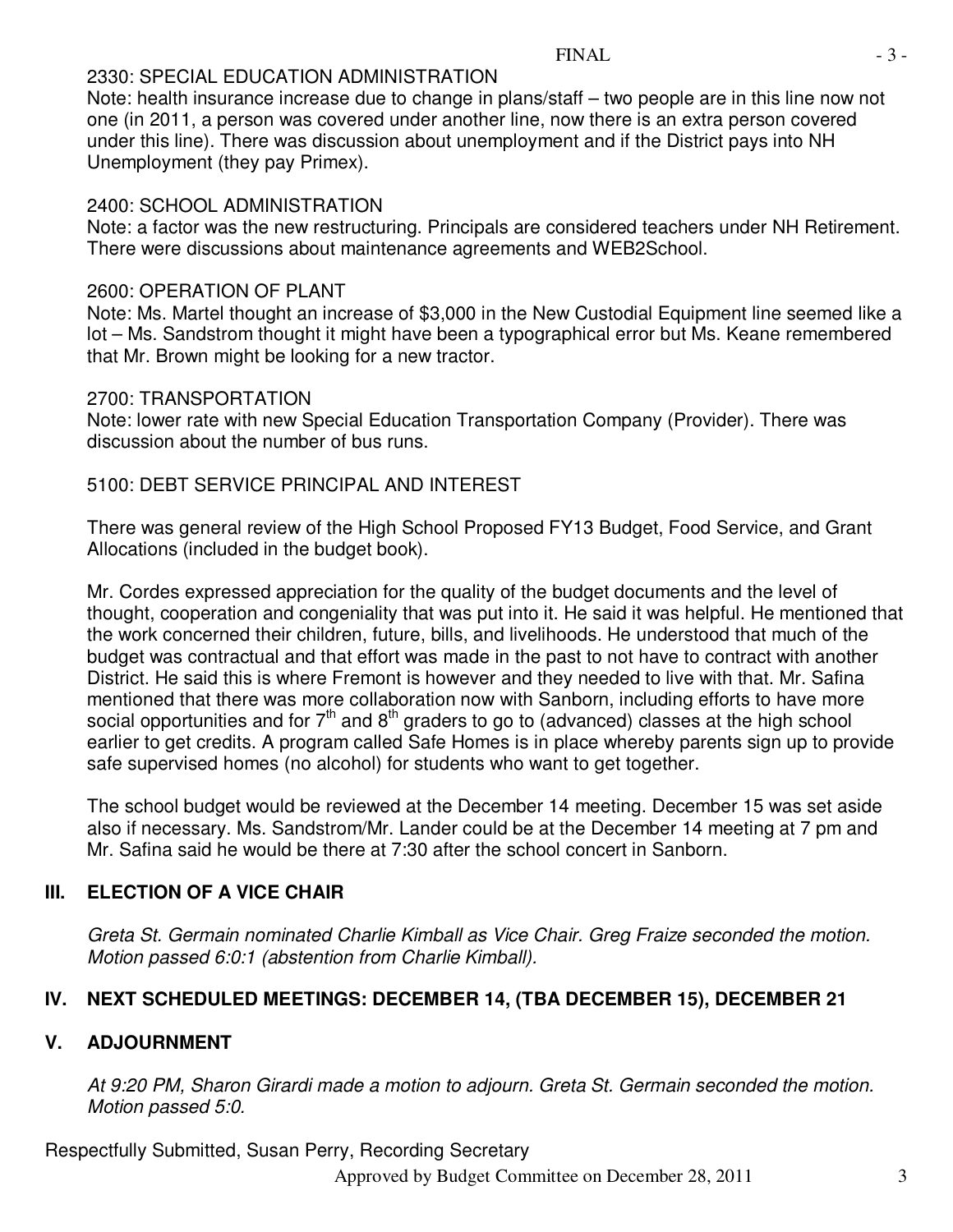2330: SPECIAL EDUCATION ADMINISTRATION

Note: health insurance increase due to change in plans/staff – two people are in this line now not one (in 2011, a person was covered under another line, now there is an extra person covered under this line). There was discussion about unemployment and if the District pays into NH Unemployment (they pay Primex).

2400: SCHOOL ADMINISTRATION

Note: a factor was the new restructuring. Principals are considered teachers under NH Retirement. There were discussions about maintenance agreements and WEB2School.

2600: OPERATION OF PLANT

Note: Ms. Martel thought an increase of $3,000 in the New Custodial Equipment line seemed like a lot – Ms. Sandstrom thought it might have been a typographical error but Ms. Keane remembered that Mr. Brown might be looking for a new tractor.

2700: TRANSPORTATION

Note: lower rate with new Special Education Transportation Company (Provider). There was discussion about the number of bus runs.

5100: DEBT SERVICE PRINCIPAL AND INTEREST

There was general review of the High School Proposed FY13 Budget, Food Service, and Grant Allocations (included in the budget book).

Mr. Cordes expressed appreciation for the quality of the budget documents and the level of thought, cooperation and congeniality that was put into it. He said it was helpful. He mentioned that the work concerned their children, future, bills, and livelihoods. He understood that much of the budget was contractual and that effort was made in the past to not have to contract with another District. He said this is where Fremont is however and they needed to live with that. Mr. Safina mentioned that there was more collaboration now with Sanborn, including efforts to have more social opportunities and for 7th and 8th graders to go to (advanced) classes at the high school earlier to get credits. A program called Safe Homes is in place whereby parents sign up to provide safe supervised homes (no alcohol) for students who want to get together.

The school budget would be reviewed at the December 14 meeting. December 15 was set aside also if necessary. Ms. Sandstrom/Mr. Lander could be at the December 14 meeting at 7 pm and Mr. Safina said he would be there at 7:30 after the school concert in Sanborn.

## III. ELECTION OF A VICE CHAIR

*Greta St. Germain nominated Charlie Kimball as Vice Chair. Greg Fraize seconded the motion. Motion passed 6:0:1 (abstention from Charlie Kimball).*

## IV. NEXT SCHEDULED MEETINGS: DECEMBER 14, (TBA DECEMBER 15), DECEMBER 21

## V. ADJOURNMENT

*At 9:20 PM, Sharon Girardi made a motion to adjourn. Greta St. Germain seconded the motion. Motion passed 5:0.*

Respectfully Submitted, Susan Perry, Recording Secretary

Approved by Budget Committee on December 28, 2011